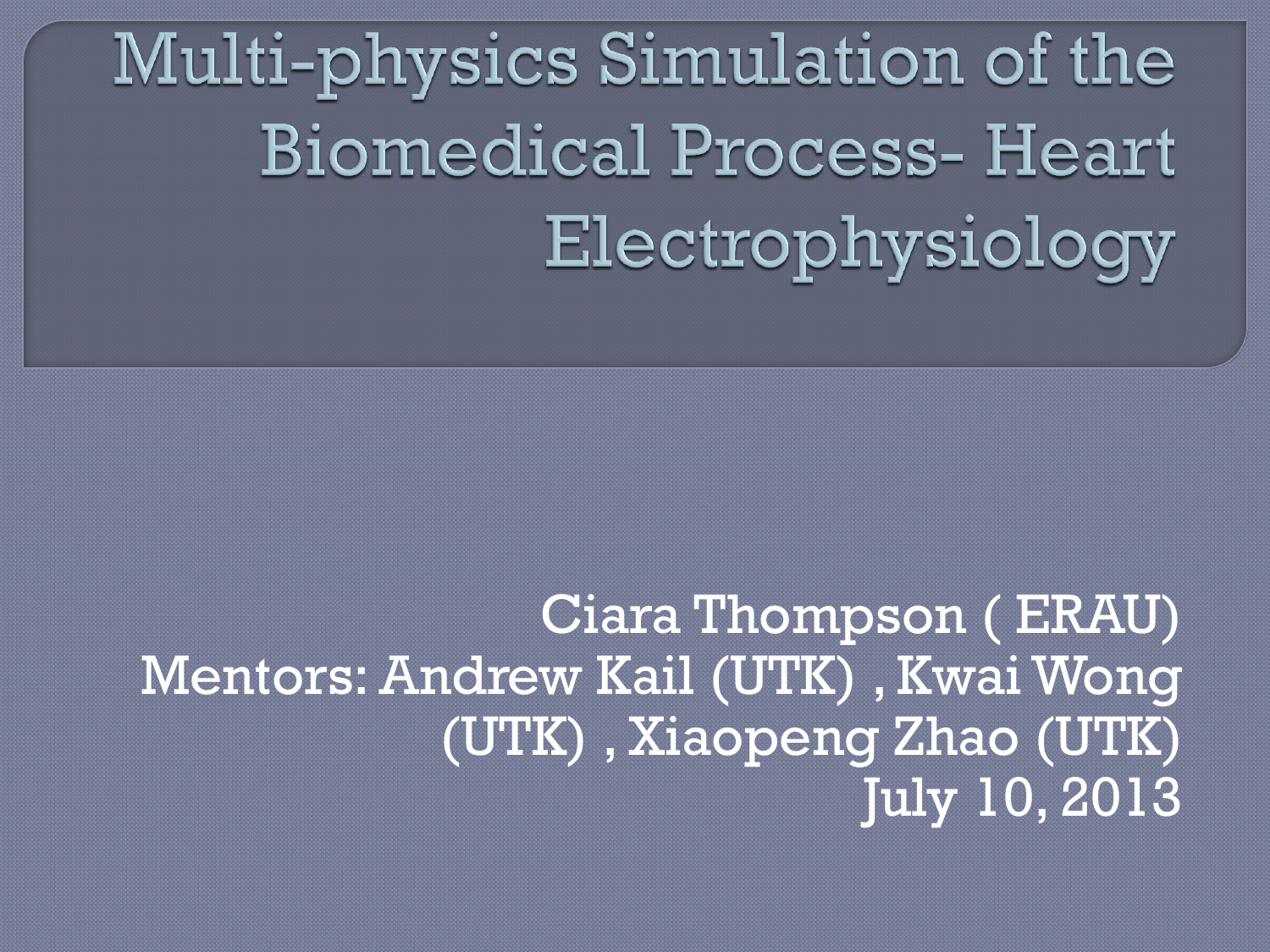# Multi-physics Simulation of the Biomedical Process- Heart Electrophysiology

Ciara Thompson ( ERAU)
Mentors: Andrew Kail (UTK) , Kwai Wong (UTK) , Xiaopeng Zhao (UTK)
July 10, 2013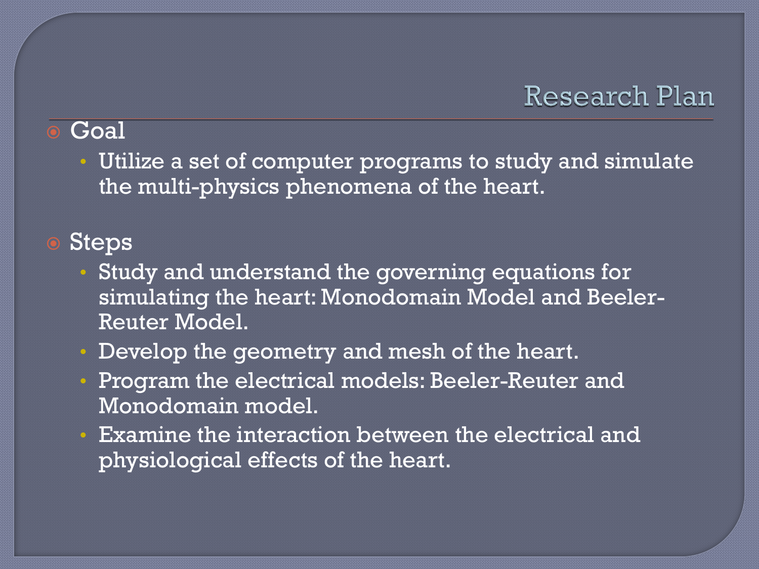# Research Plan

- Goal
  - Utilize a set of computer programs to study and simulate the multi-physics phenomena of the heart.

- Steps
  - Study and understand the governing equations for simulating the heart: Monodomain Model and Beeler-Reuter Model.
  - Develop the geometry and mesh of the heart.
  - Program the electrical models: Beeler-Reuter and Monodomain model.
  - Examine the interaction between the electrical and physiological effects of the heart.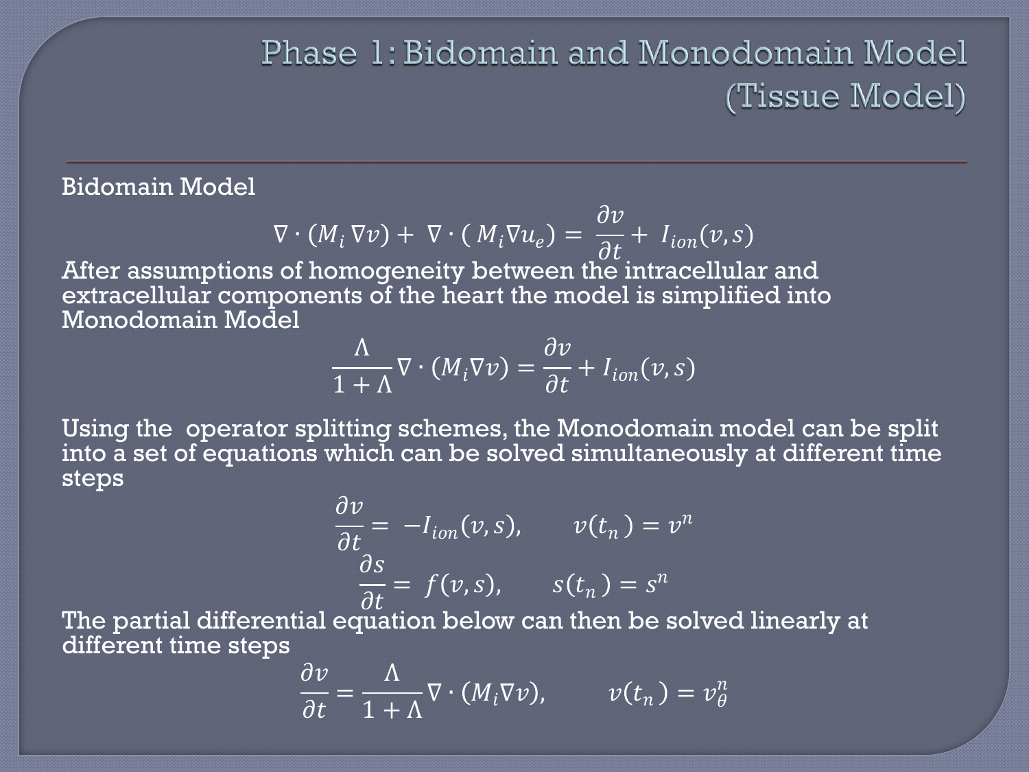# Phase 1: Bidomain and Monodomain Model (Tissue Model)

Bidomain Model

$$\nabla \cdot (M_i \nabla v) + \nabla \cdot ( M_i \nabla u_e) = \frac{\partial v}{\partial t} + I_{ion}(v, s)$$

After assumptions of homogeneity between the intracellular and extracellular components of the heart the model is simplified into Monodomain Model

$$\frac{\Lambda}{1 + \Lambda} \nabla \cdot (M_i \nabla v) = \frac{\partial v}{\partial t} + I_{ion}(v, s)$$

Using the operator splitting schemes, the Monodomain model can be split into a set of equations which can be solved simultaneously at different time steps

$$\frac{\partial v}{\partial t} = -I_{ion}(v, s), \qquad v(t_n) = v^n$$

$$\frac{\partial s}{\partial t} = f(v, s), \qquad s(t_n) = s^n$$

The partial differential equation below can then be solved linearly at different time steps

$$\frac{\partial v}{\partial t} = \frac{\Lambda}{1 + \Lambda} \nabla \cdot (M_i \nabla v), \qquad v(t_n) = v_\theta^n$$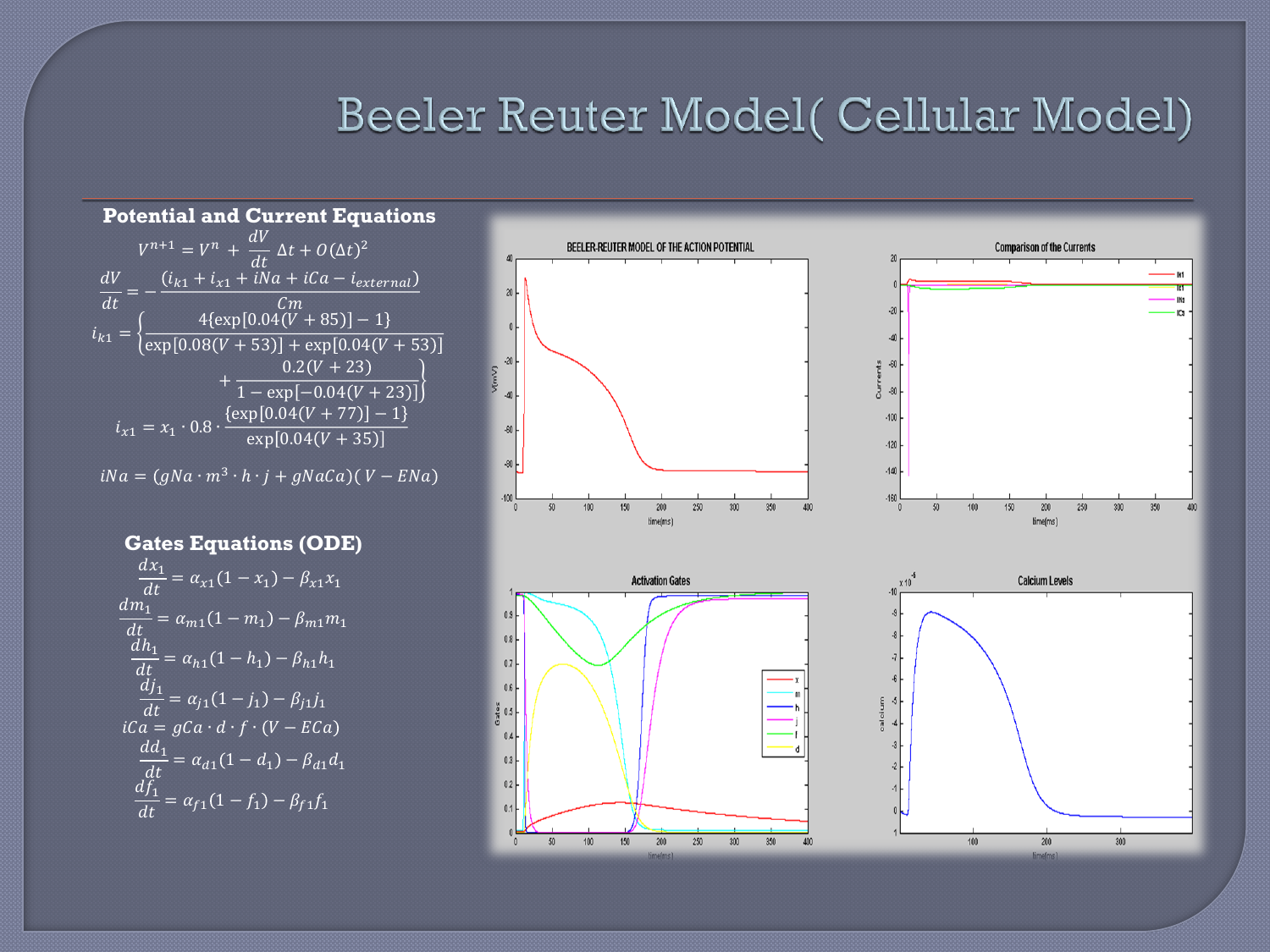# Beeler Reuter Model( Cellular Model)

## Potential and Current Equations

$$V^{n+1} = V^n + \frac{dV}{dt}\Delta t + O(\Delta t)^2$$

$$\frac{dV}{dt} = -\frac{(i_{k1} + i_{x1} + iNa + iCa - i_{external})}{Cm}$$

$$i_{k1} = \left\{\frac{4\{\exp[0.04(V+85)] - 1\}}{\exp[0.08(V+53)] + \exp[0.04(V+53)]} + \frac{0.2(V+23)}{1 - \exp[-0.04(V+23)]}\right\}$$

$$i_{x1} = x_1 \cdot 0.8 \cdot \frac{\{\exp[0.04(V+77)] - 1\}}{\exp[0.04(V+35)]}$$

$$iNa = (gNa \cdot m^3 \cdot h \cdot j + gNaCa)(V - ENa)$$

## Gates Equations (ODE)

$$\frac{dx_1}{dt} = \alpha_{x1}(1 - x_1) - \beta_{x1}x_1$$

$$\frac{dm_1}{dt} = \alpha_{m1}(1 - m_1) - \beta_{m1}m_1$$

$$\frac{dh_1}{dt} = \alpha_{h1}(1 - h_1) - \beta_{h1}h_1$$

$$\frac{dj_1}{dt} = \alpha_{j1}(1 - j_1) - \beta_{j1}j_1$$

$$iCa = gCa \cdot d \cdot f \cdot (V - ECa)$$

$$\frac{dd_1}{dt} = \alpha_{d1}(1 - d_1) - \beta_{d1}d_1$$

$$\frac{df_1}{dt} = \alpha_{f1}(1 - f_1) - \beta_{f1}f_1$$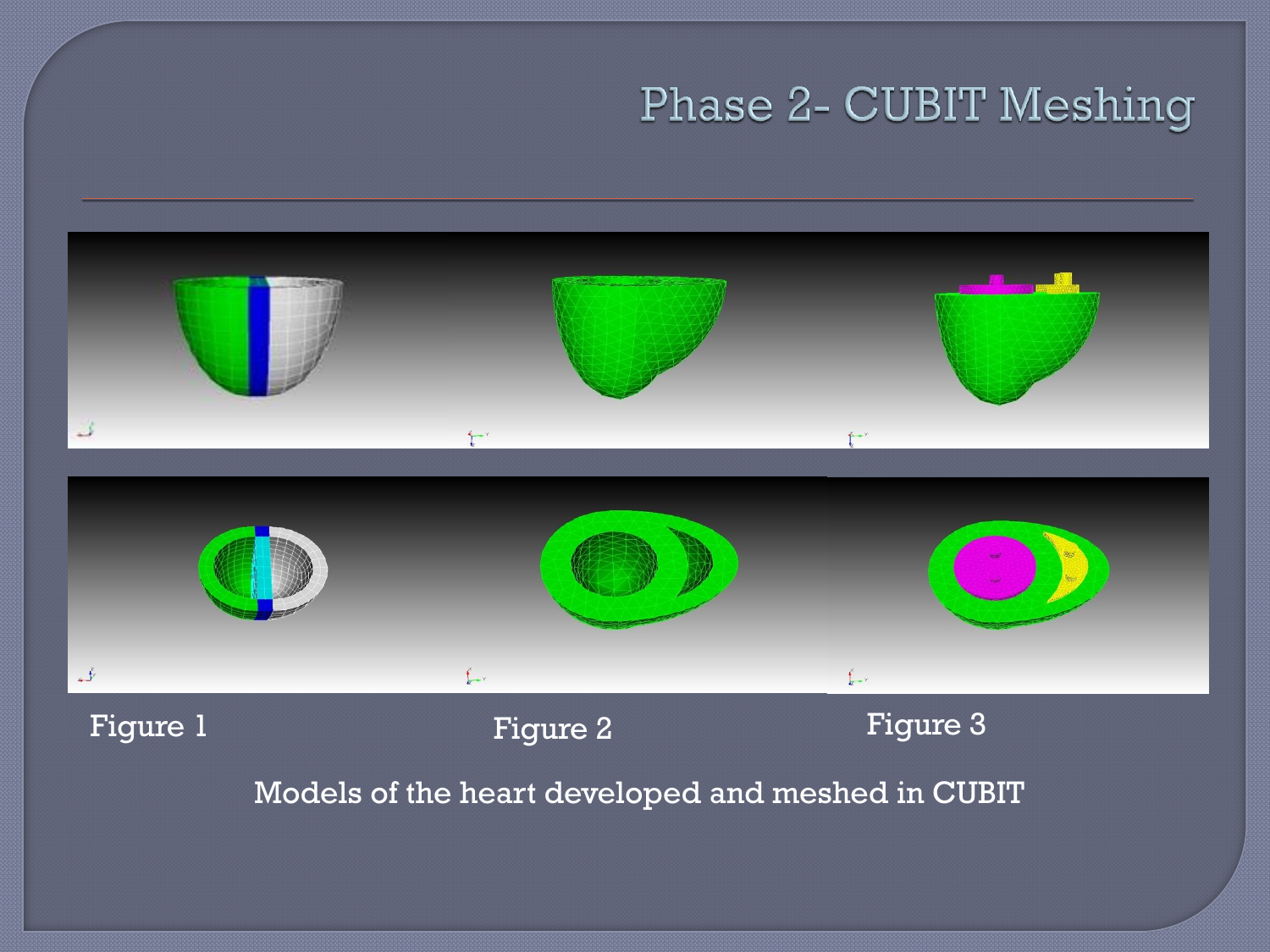# Phase 2- CUBIT Meshing

Figure 1

Figure 2

Figure 3

Models of the heart developed and meshed in CUBIT